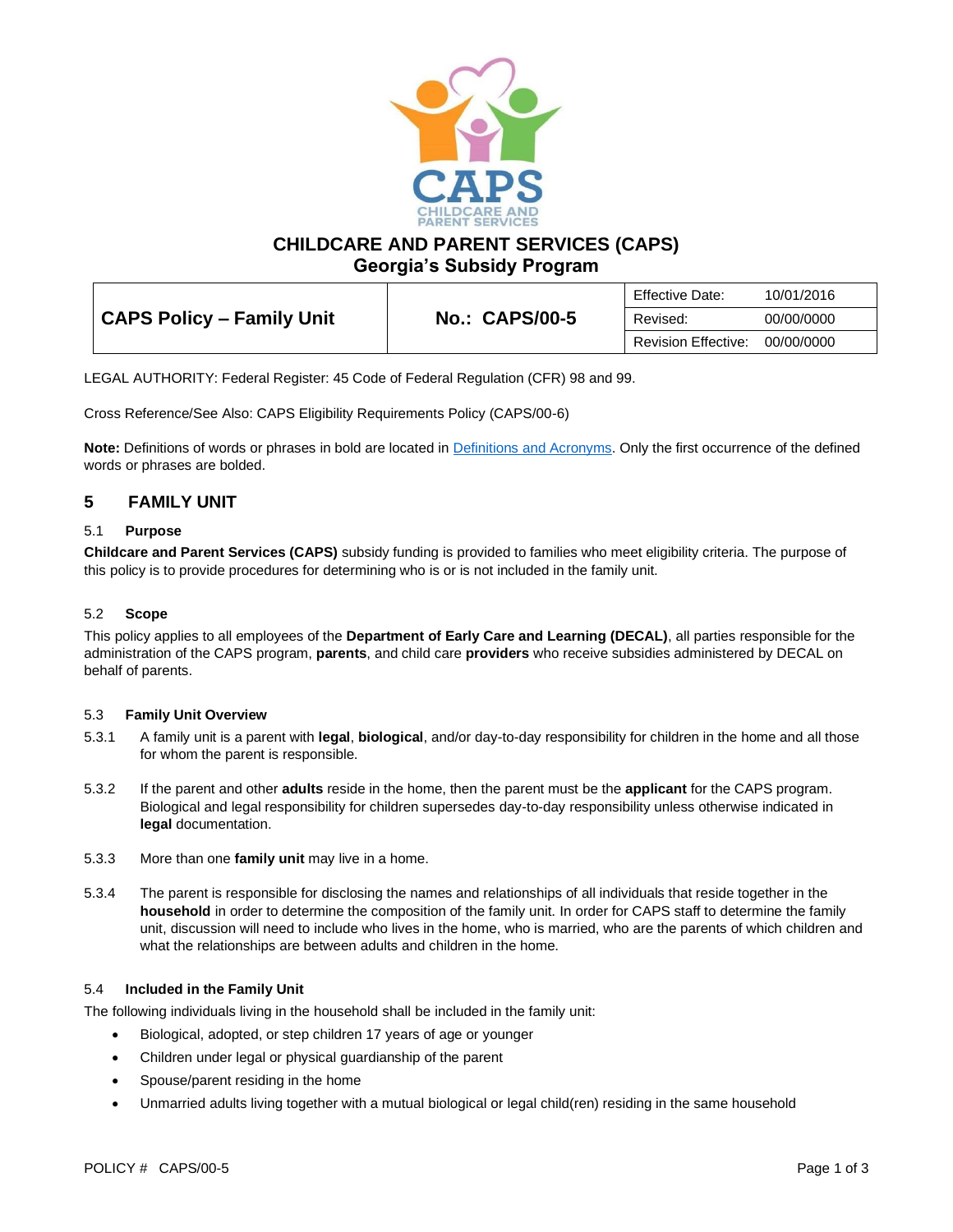# CHILDCARE AND PARENT SERVICES (CAPS)
## Georgia's Subsidy Program

| CAPS Policy – Family Unit | No.: CAPS/00-5 | Effective Date: | 10/01/2016 |
|---|---|---|---|
| | | Revised: | 00/00/0000 |
| | | Revision Effective: | 00/00/0000 |

LEGAL AUTHORITY: Federal Register: 45 Code of Federal Regulation (CFR) 98 and 99.

Cross Reference/See Also: CAPS Eligibility Requirements Policy (CAPS/00-6)

**Note:** Definitions of words or phrases in bold are located in Definitions and Acronyms. Only the first occurrence of the defined words or phrases are bolded.

## 5 FAMILY UNIT

### 5.1 Purpose

**Childcare and Parent Services (CAPS)** subsidy funding is provided to families who meet eligibility criteria. The purpose of this policy is to provide procedures for determining who is or is not included in the family unit.

### 5.2 Scope

This policy applies to all employees of the **Department of Early Care and Learning (DECAL)**, all parties responsible for the administration of the CAPS program, **parents**, and child care **providers** who receive subsidies administered by DECAL on behalf of parents.

### 5.3 Family Unit Overview

5.3.1 A family unit is a parent with **legal**, **biological**, and/or day-to-day responsibility for children in the home and all those for whom the parent is responsible.

5.3.2 If the parent and other **adults** reside in the home, then the parent must be the **applicant** for the CAPS program. Biological and legal responsibility for children supersedes day-to-day responsibility unless otherwise indicated in **legal** documentation.

5.3.3 More than one **family unit** may live in a home.

5.3.4 The parent is responsible for disclosing the names and relationships of all individuals that reside together in the **household** in order to determine the composition of the family unit. In order for CAPS staff to determine the family unit, discussion will need to include who lives in the home, who is married, who are the parents of which children and what the relationships are between adults and children in the home.

### 5.4 Included in the Family Unit

The following individuals living in the household shall be included in the family unit:

- Biological, adopted, or step children 17 years of age or younger
- Children under legal or physical guardianship of the parent
- Spouse/parent residing in the home
- Unmarried adults living together with a mutual biological or legal child(ren) residing in the same household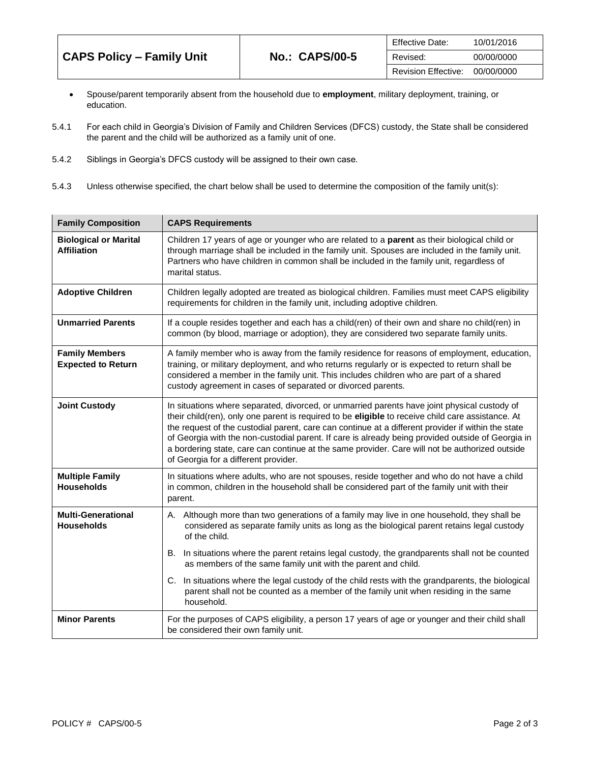- Spouse/parent temporarily absent from the household due to **employment**, military deployment, training, or education.

5.4.1 For each child in Georgia's Division of Family and Children Services (DFCS) custody, the State shall be considered the parent and the child will be authorized as a family unit of one.

5.4.2 Siblings in Georgia's DFCS custody will be assigned to their own case.

5.4.3 Unless otherwise specified, the chart below shall be used to determine the composition of the family unit(s):

| Family Composition | CAPS Requirements |
|---|---|
| **Biological or Marital Affiliation** | Children 17 years of age or younger who are related to a **parent** as their biological child or through marriage shall be included in the family unit. Spouses are included in the family unit. Partners who have children in common shall be included in the family unit, regardless of marital status. |
| **Adoptive Children** | Children legally adopted are treated as biological children. Families must meet CAPS eligibility requirements for children in the family unit, including adoptive children. |
| **Unmarried Parents** | If a couple resides together and each has a child(ren) of their own and share no child(ren) in common (by blood, marriage or adoption), they are considered two separate family units. |
| **Family Members Expected to Return** | A family member who is away from the family residence for reasons of employment, education, training, or military deployment, and who returns regularly or is expected to return shall be considered a member in the family unit. This includes children who are part of a shared custody agreement in cases of separated or divorced parents. |
| **Joint Custody** | In situations where separated, divorced, or unmarried parents have joint physical custody of their child(ren), only one parent is required to be **eligible** to receive child care assistance. At the request of the custodial parent, care can continue at a different provider if within the state of Georgia with the non-custodial parent. If care is already being provided outside of Georgia in a bordering state, care can continue at the same provider. Care will not be authorized outside of Georgia for a different provider. |
| **Multiple Family Households** | In situations where adults, who are not spouses, reside together and who do not have a child in common, children in the household shall be considered part of the family unit with their parent. |
| **Multi-Generational Households** | A. Although more than two generations of a family may live in one household, they shall be considered as separate family units as long as the biological parent retains legal custody of the child.<br><br>B. In situations where the parent retains legal custody, the grandparents shall not be counted as members of the same family unit with the parent and child.<br><br>C. In situations where the legal custody of the child rests with the grandparents, the biological parent shall not be counted as a member of the family unit when residing in the same household. |
| **Minor Parents** | For the purposes of CAPS eligibility, a person 17 years of age or younger and their child shall be considered their own family unit. |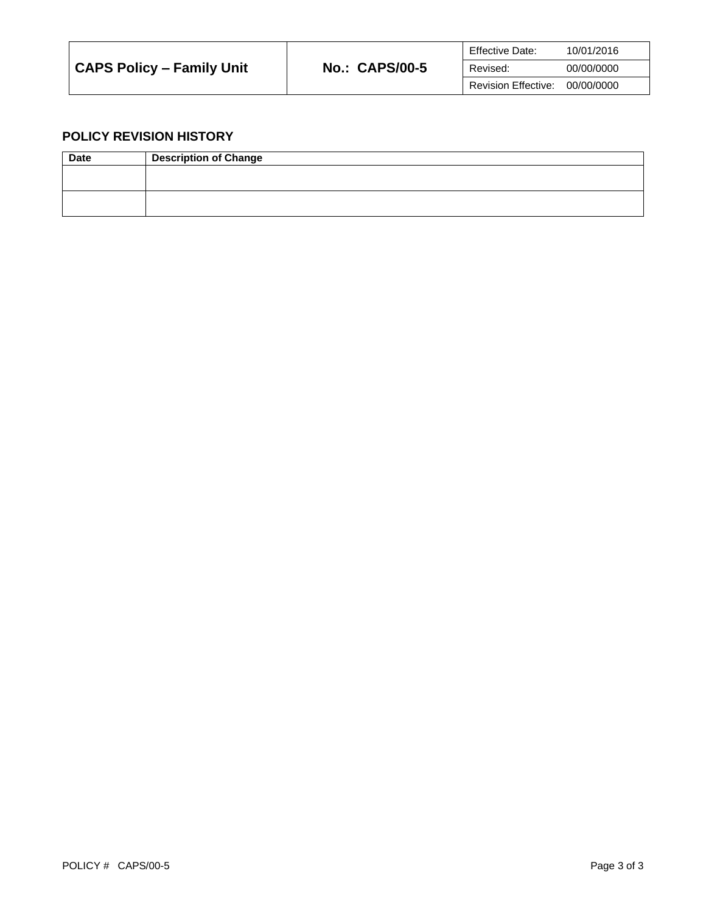## POLICY REVISION HISTORY

| Date | Description of Change |
|---|---|
| | |
| | |